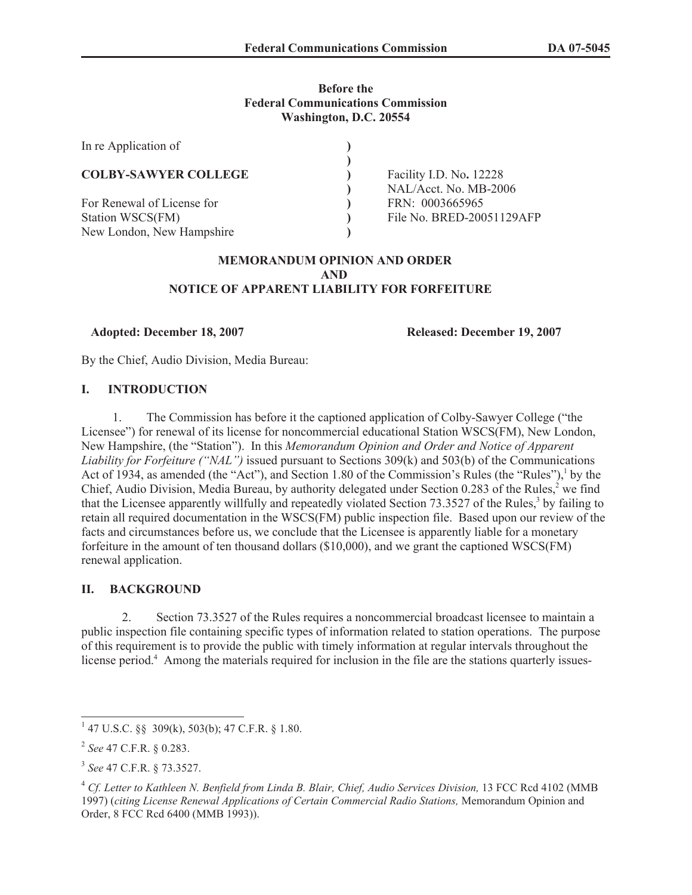**Before the**
**Federal Communications Commission**
**Washington, D.C. 20554**

| | | |
|---|---|---|
| In re Application of | ) | |
| | ) | |
| **COLBY-SAWYER COLLEGE** | ) | Facility I.D. No**.** 12228 |
| | ) | NAL/Acct. No. MB-2006 |
| For Renewal of License for | ) | FRN: 0003665965 |
| Station WSCS(FM) | ) | File No. BRED-20051129AFP |
| New London, New Hampshire | ) | |

**MEMORANDUM OPINION AND ORDER**
**AND**
**NOTICE OF APPARENT LIABILITY FOR FORFEITURE**

**Adopted: December 18, 2007** **Released: December 19, 2007**

By the Chief, Audio Division, Media Bureau:

## I. INTRODUCTION

1. The Commission has before it the captioned application of Colby-Sawyer College ("the Licensee") for renewal of its license for noncommercial educational Station WSCS(FM), New London, New Hampshire, (the "Station"). In this *Memorandum Opinion and Order and Notice of Apparent Liability for Forfeiture ("NAL")* issued pursuant to Sections 309(k) and 503(b) of the Communications Act of 1934, as amended (the "Act"), and Section 1.80 of the Commission's Rules (the "Rules"),[1] by the Chief, Audio Division, Media Bureau, by authority delegated under Section 0.283 of the Rules,[2] we find that the Licensee apparently willfully and repeatedly violated Section 73.3527 of the Rules,[3] by failing to retain all required documentation in the WSCS(FM) public inspection file. Based upon our review of the facts and circumstances before us, we conclude that the Licensee is apparently liable for a monetary forfeiture in the amount of ten thousand dollars ($10,000), and we grant the captioned WSCS(FM) renewal application.

## II. BACKGROUND

2. Section 73.3527 of the Rules requires a noncommercial broadcast licensee to maintain a public inspection file containing specific types of information related to station operations. The purpose of this requirement is to provide the public with timely information at regular intervals throughout the license period.[4] Among the materials required for inclusion in the file are the stations quarterly issues-

---

[1] 47 U.S.C. §§ 309(k), 503(b); 47 C.F.R. § 1.80.

[2] *See* 47 C.F.R. § 0.283.

[3] *See* 47 C.F.R. § 73.3527.

[4] *Cf. Letter to Kathleen N. Benfield from Linda B. Blair, Chief, Audio Services Division,* 13 FCC Rcd 4102 (MMB 1997) (*citing License Renewal Applications of Certain Commercial Radio Stations,* Memorandum Opinion and Order, 8 FCC Rcd 6400 (MMB 1993)).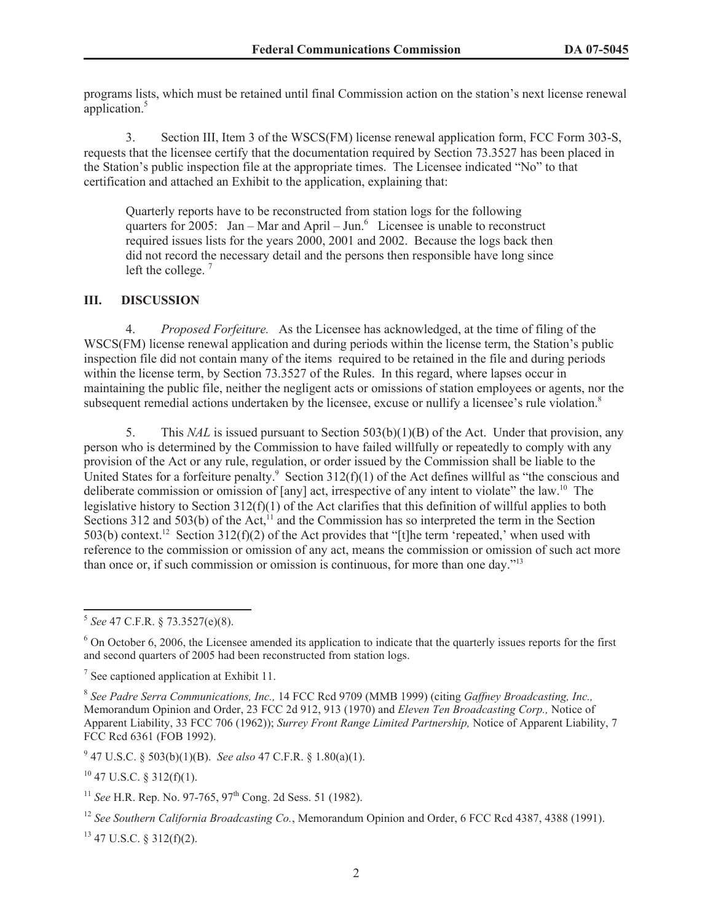programs lists, which must be retained until final Commission action on the station's next license renewal application.[5]

3. Section III, Item 3 of the WSCS(FM) license renewal application form, FCC Form 303-S, requests that the licensee certify that the documentation required by Section 73.3527 has been placed in the Station's public inspection file at the appropriate times. The Licensee indicated "No" to that certification and attached an Exhibit to the application, explaining that:

> Quarterly reports have to be reconstructed from station logs for the following quarters for 2005: Jan – Mar and April – Jun.[6] Licensee is unable to reconstruct required issues lists for the years 2000, 2001 and 2002. Because the logs back then did not record the necessary detail and the persons then responsible have long since left the college.[7]

## III. DISCUSSION

4. *Proposed Forfeiture.* As the Licensee has acknowledged, at the time of filing of the WSCS(FM) license renewal application and during periods within the license term, the Station's public inspection file did not contain many of the items required to be retained in the file and during periods within the license term, by Section 73.3527 of the Rules. In this regard, where lapses occur in maintaining the public file, neither the negligent acts or omissions of station employees or agents, nor the subsequent remedial actions undertaken by the licensee, excuse or nullify a licensee's rule violation.[8]

5. This *NAL* is issued pursuant to Section 503(b)(1)(B) of the Act. Under that provision, any person who is determined by the Commission to have failed willfully or repeatedly to comply with any provision of the Act or any rule, regulation, or order issued by the Commission shall be liable to the United States for a forfeiture penalty.[9] Section 312(f)(1) of the Act defines willful as "the conscious and deliberate commission or omission of [any] act, irrespective of any intent to violate" the law.[10] The legislative history to Section 312(f)(1) of the Act clarifies that this definition of willful applies to both Sections 312 and 503(b) of the Act,[11] and the Commission has so interpreted the term in the Section 503(b) context.[12] Section 312(f)(2) of the Act provides that "[t]he term 'repeated,' when used with reference to the commission or omission of any act, means the commission or omission of such act more than once or, if such commission or omission is continuous, for more than one day."[13]

---

[5] *See* 47 C.F.R. § 73.3527(e)(8).

[6] On October 6, 2006, the Licensee amended its application to indicate that the quarterly issues reports for the first and second quarters of 2005 had been reconstructed from station logs.

[7] See captioned application at Exhibit 11.

[8] *See Padre Serra Communications, Inc.,* 14 FCC Rcd 9709 (MMB 1999) (citing *Gaffney Broadcasting, Inc.,* Memorandum Opinion and Order, 23 FCC 2d 912, 913 (1970) and *Eleven Ten Broadcasting Corp.,* Notice of Apparent Liability, 33 FCC 706 (1962)); *Surrey Front Range Limited Partnership,* Notice of Apparent Liability, 7 FCC Rcd 6361 (FOB 1992).

[9] 47 U.S.C. § 503(b)(1)(B). *See also* 47 C.F.R. § 1.80(a)(1).

[10] 47 U.S.C. § 312(f)(1).

[11] *See* H.R. Rep. No. 97-765, 97th Cong. 2d Sess. 51 (1982).

[12] *See Southern California Broadcasting Co.*, Memorandum Opinion and Order, 6 FCC Rcd 4387, 4388 (1991).

[13] 47 U.S.C. § 312(f)(2).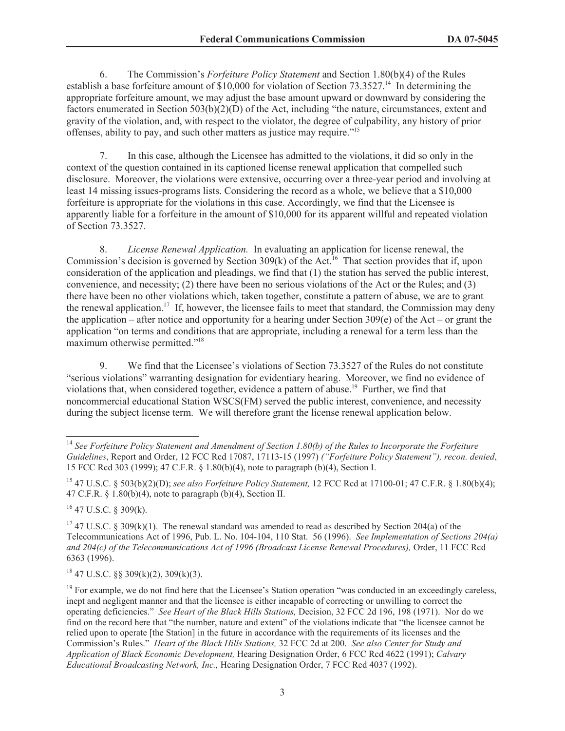6. The Commission's *Forfeiture Policy Statement* and Section 1.80(b)(4) of the Rules establish a base forfeiture amount of $10,000 for violation of Section 73.3527.[14] In determining the appropriate forfeiture amount, we may adjust the base amount upward or downward by considering the factors enumerated in Section 503(b)(2)(D) of the Act, including "the nature, circumstances, extent and gravity of the violation, and, with respect to the violator, the degree of culpability, any history of prior offenses, ability to pay, and such other matters as justice may require."[15]

7. In this case, although the Licensee has admitted to the violations, it did so only in the context of the question contained in its captioned license renewal application that compelled such disclosure. Moreover, the violations were extensive, occurring over a three-year period and involving at least 14 missing issues-programs lists. Considering the record as a whole, we believe that a $10,000 forfeiture is appropriate for the violations in this case. Accordingly, we find that the Licensee is apparently liable for a forfeiture in the amount of $10,000 for its apparent willful and repeated violation of Section 73.3527.

8. *License Renewal Application.* In evaluating an application for license renewal, the Commission's decision is governed by Section 309(k) of the Act.[16] That section provides that if, upon consideration of the application and pleadings, we find that (1) the station has served the public interest, convenience, and necessity; (2) there have been no serious violations of the Act or the Rules; and (3) there have been no other violations which, taken together, constitute a pattern of abuse, we are to grant the renewal application.[17] If, however, the licensee fails to meet that standard, the Commission may deny the application – after notice and opportunity for a hearing under Section 309(e) of the Act – or grant the application "on terms and conditions that are appropriate, including a renewal for a term less than the maximum otherwise permitted."[18]

9. We find that the Licensee's violations of Section 73.3527 of the Rules do not constitute "serious violations" warranting designation for evidentiary hearing. Moreover, we find no evidence of violations that, when considered together, evidence a pattern of abuse.[19] Further, we find that noncommercial educational Station WSCS(FM) served the public interest, convenience, and necessity during the subject license term. We will therefore grant the license renewal application below.

---

[14] *See Forfeiture Policy Statement and Amendment of Section 1.80(b) of the Rules to Incorporate the Forfeiture Guidelines*, Report and Order, 12 FCC Rcd 17087, 17113-15 (1997) *("Forfeiture Policy Statement"), recon. denied*, 15 FCC Rcd 303 (1999); 47 C.F.R. § 1.80(b)(4), note to paragraph (b)(4), Section I.

[15] 47 U.S.C. § 503(b)(2)(D); *see also Forfeiture Policy Statement,* 12 FCC Rcd at 17100-01; 47 C.F.R. § 1.80(b)(4); 47 C.F.R. § 1.80(b)(4), note to paragraph (b)(4), Section II.

[16] 47 U.S.C. § 309(k).

[17] 47 U.S.C. § 309(k)(1). The renewal standard was amended to read as described by Section 204(a) of the Telecommunications Act of 1996, Pub. L. No. 104-104, 110 Stat. 56 (1996). *See Implementation of Sections 204(a) and 204(c) of the Telecommunications Act of 1996 (Broadcast License Renewal Procedures),* Order, 11 FCC Rcd 6363 (1996).

[18] 47 U.S.C. §§ 309(k)(2), 309(k)(3).

[19] For example, we do not find here that the Licensee's Station operation "was conducted in an exceedingly careless, inept and negligent manner and that the licensee is either incapable of correcting or unwilling to correct the operating deficiencies." *See Heart of the Black Hills Stations,* Decision, 32 FCC 2d 196, 198 (1971). Nor do we find on the record here that "the number, nature and extent" of the violations indicate that "the licensee cannot be relied upon to operate [the Station] in the future in accordance with the requirements of its licenses and the Commission's Rules." *Heart of the Black Hills Stations,* 32 FCC 2d at 200. *See also Center for Study and Application of Black Economic Development,* Hearing Designation Order, 6 FCC Rcd 4622 (1991); *Calvary Educational Broadcasting Network, Inc.,* Hearing Designation Order, 7 FCC Rcd 4037 (1992).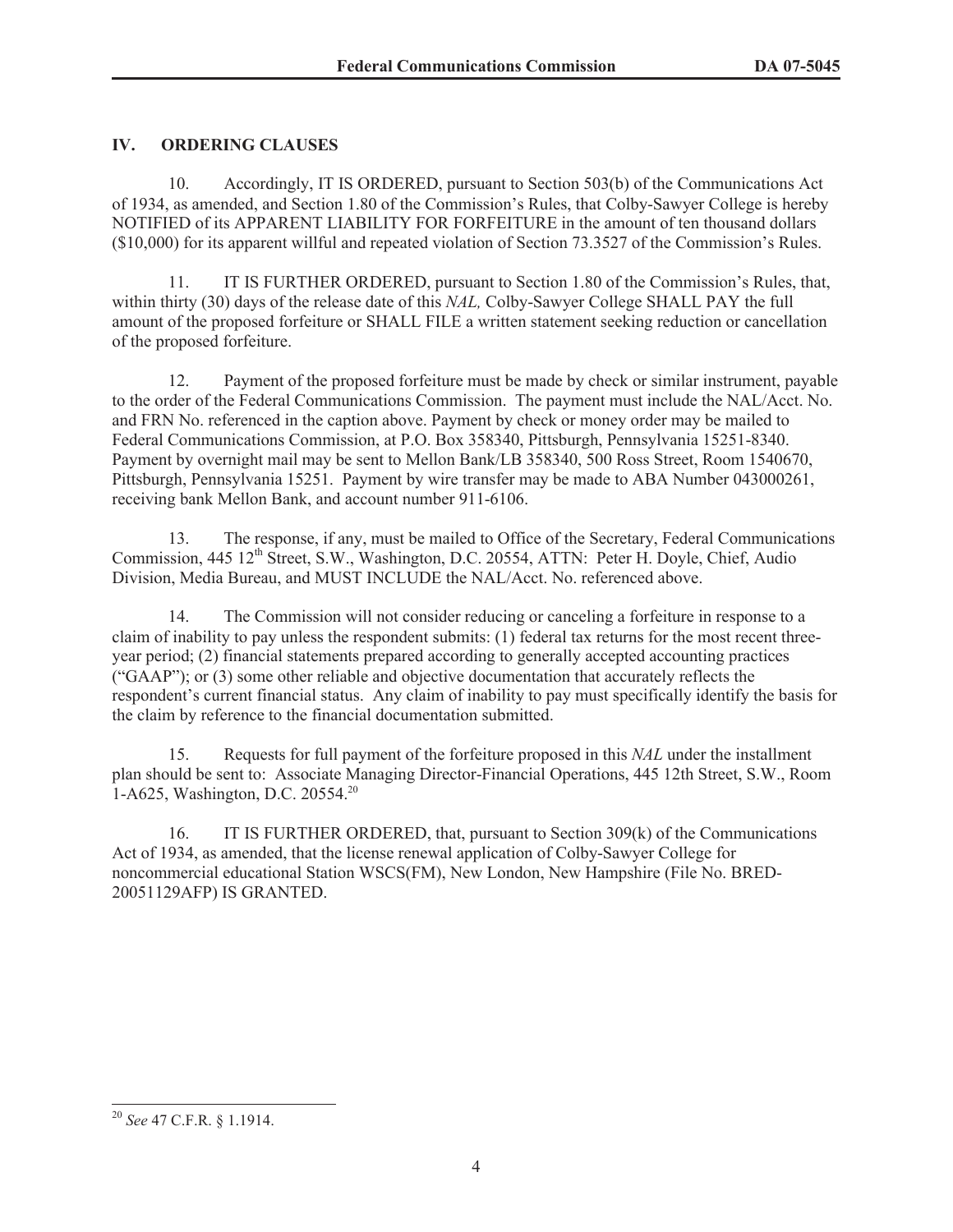## IV. ORDERING CLAUSES

10. Accordingly, IT IS ORDERED, pursuant to Section 503(b) of the Communications Act of 1934, as amended, and Section 1.80 of the Commission's Rules, that Colby-Sawyer College is hereby NOTIFIED of its APPARENT LIABILITY FOR FORFEITURE in the amount of ten thousand dollars ($10,000) for its apparent willful and repeated violation of Section 73.3527 of the Commission's Rules.

11. IT IS FURTHER ORDERED, pursuant to Section 1.80 of the Commission's Rules, that, within thirty (30) days of the release date of this *NAL,* Colby-Sawyer College SHALL PAY the full amount of the proposed forfeiture or SHALL FILE a written statement seeking reduction or cancellation of the proposed forfeiture.

12. Payment of the proposed forfeiture must be made by check or similar instrument, payable to the order of the Federal Communications Commission. The payment must include the NAL/Acct. No. and FRN No. referenced in the caption above. Payment by check or money order may be mailed to Federal Communications Commission, at P.O. Box 358340, Pittsburgh, Pennsylvania 15251-8340. Payment by overnight mail may be sent to Mellon Bank/LB 358340, 500 Ross Street, Room 1540670, Pittsburgh, Pennsylvania 15251. Payment by wire transfer may be made to ABA Number 043000261, receiving bank Mellon Bank, and account number 911-6106.

13. The response, if any, must be mailed to Office of the Secretary, Federal Communications Commission, 445 12th Street, S.W., Washington, D.C. 20554, ATTN: Peter H. Doyle, Chief, Audio Division, Media Bureau, and MUST INCLUDE the NAL/Acct. No. referenced above.

14. The Commission will not consider reducing or canceling a forfeiture in response to a claim of inability to pay unless the respondent submits: (1) federal tax returns for the most recent three-year period; (2) financial statements prepared according to generally accepted accounting practices ("GAAP"); or (3) some other reliable and objective documentation that accurately reflects the respondent's current financial status. Any claim of inability to pay must specifically identify the basis for the claim by reference to the financial documentation submitted.

15. Requests for full payment of the forfeiture proposed in this *NAL* under the installment plan should be sent to: Associate Managing Director-Financial Operations, 445 12th Street, S.W., Room 1-A625, Washington, D.C. 20554.[20]

16. IT IS FURTHER ORDERED, that, pursuant to Section 309(k) of the Communications Act of 1934, as amended, that the license renewal application of Colby-Sawyer College for noncommercial educational Station WSCS(FM), New London, New Hampshire (File No. BRED-20051129AFP) IS GRANTED.

---

[20] *See* 47 C.F.R. § 1.1914.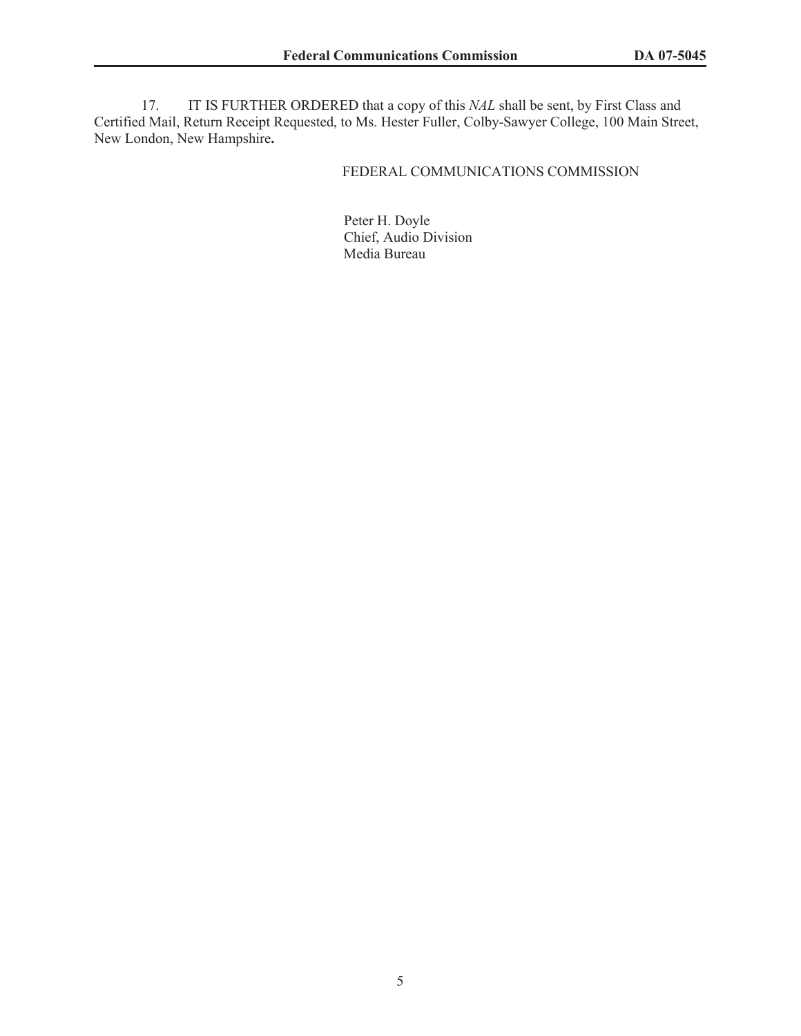17. IT IS FURTHER ORDERED that a copy of this *NAL* shall be sent, by First Class and Certified Mail, Return Receipt Requested, to Ms. Hester Fuller, Colby-Sawyer College, 100 Main Street, New London, New Hampshire**.**

FEDERAL COMMUNICATIONS COMMISSION

Peter H. Doyle
Chief, Audio Division
Media Bureau